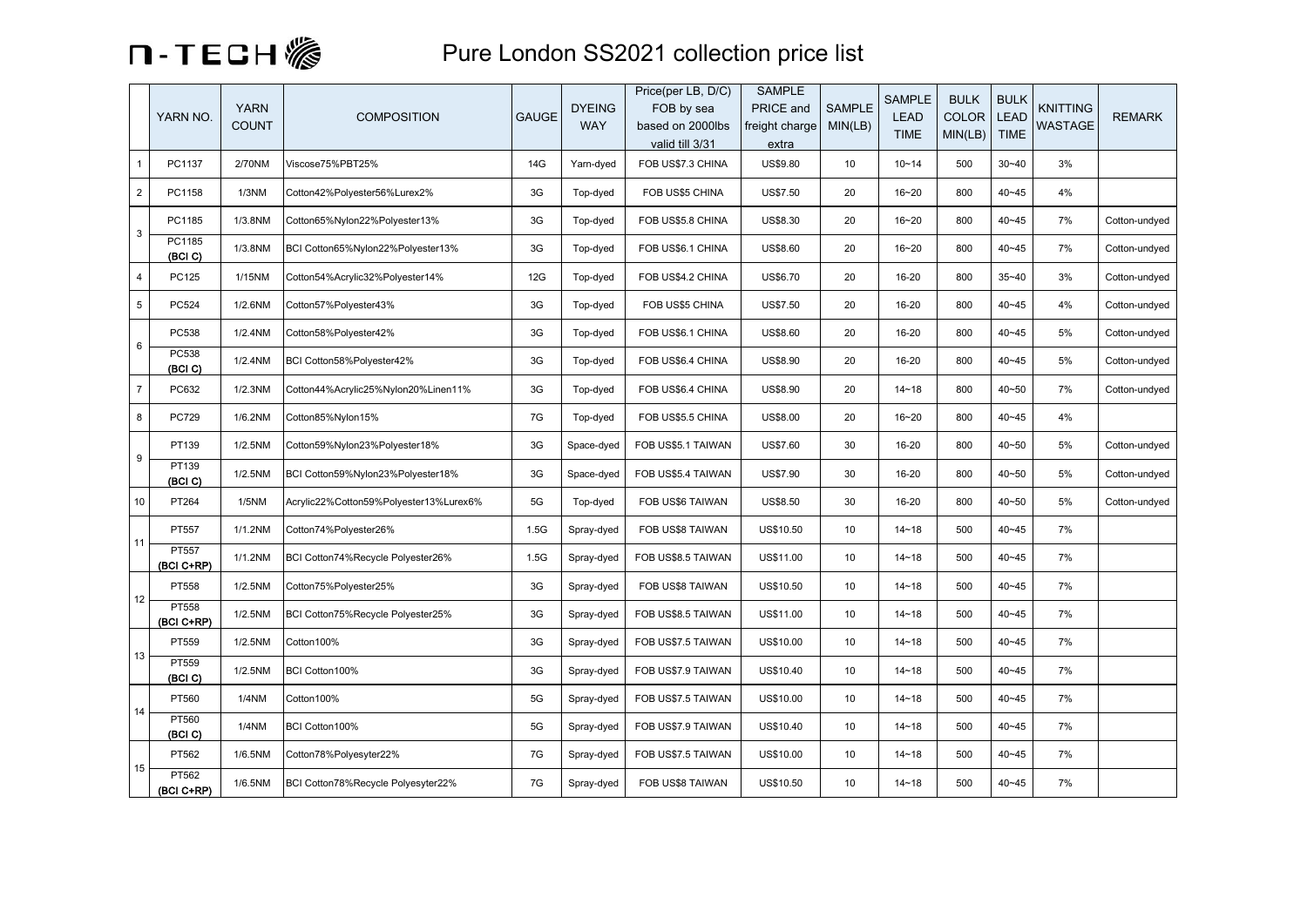# Pure London SS2021 collection price list

N-TECH

| | YARN NO. | YARN COUNT | COMPOSITION | GAUGE | DYEING WAY | Price(per LB, D/C) FOB by sea based on 2000lbs valid till 3/31 | SAMPLE PRICE and freight charge extra | SAMPLE MIN(LB) | SAMPLE LEAD TIME | BULK COLOR MIN(LB) | BULK LEAD TIME | KNITTING WASTAGE | REMARK |
|---|---|---|---|---|---|---|---|---|---|---|---|---|---|
| 1 | PC1137 | 2/70NM | Viscose75%PBT25% | 14G | Yarn-dyed | FOB US$7.3 CHINA | US$9.80 | 10 | 10~14 | 500 | 30~40 | 3% | |
| 2 | PC1158 | 1/3NM | Cotton42%Polyester56%Lurex2% | 3G | Top-dyed | FOB US$5 CHINA | US$7.50 | 20 | 16~20 | 800 | 40~45 | 4% | |
| 3 | PC1185 | 1/3.8NM | Cotton65%Nylon22%Polyester13% | 3G | Top-dyed | FOB US$5.8 CHINA | US$8.30 | 20 | 16~20 | 800 | 40~45 | 7% | Cotton-undyed |
| | PC1185 (BCI C) | 1/3.8NM | BCI Cotton65%Nylon22%Polyester13% | 3G | Top-dyed | FOB US$6.1 CHINA | US$8.60 | 20 | 16~20 | 800 | 40~45 | 7% | Cotton-undyed |
| 4 | PC125 | 1/15NM | Cotton54%Acrylic32%Polyester14% | 12G | Top-dyed | FOB US$4.2 CHINA | US$6.70 | 20 | 16-20 | 800 | 35~40 | 3% | Cotton-undyed |
| 5 | PC524 | 1/2.6NM | Cotton57%Polyester43% | 3G | Top-dyed | FOB US$5 CHINA | US$7.50 | 20 | 16-20 | 800 | 40~45 | 4% | Cotton-undyed |
| 6 | PC538 | 1/2.4NM | Cotton58%Polyester42% | 3G | Top-dyed | FOB US$6.1 CHINA | US$8.60 | 20 | 16-20 | 800 | 40~45 | 5% | Cotton-undyed |
| | PC538 (BCI C) | 1/2.4NM | BCI Cotton58%Polyester42% | 3G | Top-dyed | FOB US$6.4 CHINA | US$8.90 | 20 | 16-20 | 800 | 40~45 | 5% | Cotton-undyed |
| 7 | PC632 | 1/2.3NM | Cotton44%Acrylic25%Nylon20%Linen11% | 3G | Top-dyed | FOB US$6.4 CHINA | US$8.90 | 20 | 14~18 | 800 | 40~50 | 7% | Cotton-undyed |
| 8 | PC729 | 1/6.2NM | Cotton85%Nylon15% | 7G | Top-dyed | FOB US$5.5 CHINA | US$8.00 | 20 | 16~20 | 800 | 40~45 | 4% | |
| 9 | PT139 | 1/2.5NM | Cotton59%Nylon23%Polyester18% | 3G | Space-dyed | FOB US$5.1 TAIWAN | US$7.60 | 30 | 16-20 | 800 | 40~50 | 5% | Cotton-undyed |
| | PT139 (BCI C) | 1/2.5NM | BCI Cotton59%Nylon23%Polyester18% | 3G | Space-dyed | FOB US$5.4 TAIWAN | US$7.90 | 30 | 16-20 | 800 | 40~50 | 5% | Cotton-undyed |
| 10 | PT264 | 1/5NM | Acrylic22%Cotton59%Polyester13%Lurex6% | 5G | Top-dyed | FOB US$6 TAIWAN | US$8.50 | 30 | 16-20 | 800 | 40~50 | 5% | Cotton-undyed |
| 11 | PT557 | 1/1.2NM | Cotton74%Polyester26% | 1.5G | Spray-dyed | FOB US$8 TAIWAN | US$10.50 | 10 | 14~18 | 500 | 40~45 | 7% | |
| | PT557 (BCI C+RP) | 1/1.2NM | BCI Cotton74%Recycle Polyester26% | 1.5G | Spray-dyed | FOB US$8.5 TAIWAN | US$11.00 | 10 | 14~18 | 500 | 40~45 | 7% | |
| 12 | PT558 | 1/2.5NM | Cotton75%Polyester25% | 3G | Spray-dyed | FOB US$8 TAIWAN | US$10.50 | 10 | 14~18 | 500 | 40~45 | 7% | |
| | PT558 (BCI C+RP) | 1/2.5NM | BCI Cotton75%Recycle Polyester25% | 3G | Spray-dyed | FOB US$8.5 TAIWAN | US$11.00 | 10 | 14~18 | 500 | 40~45 | 7% | |
| 13 | PT559 | 1/2.5NM | Cotton100% | 3G | Spray-dyed | FOB US$7.5 TAIWAN | US$10.00 | 10 | 14~18 | 500 | 40~45 | 7% | |
| | PT559 (BCI C) | 1/2.5NM | BCI Cotton100% | 3G | Spray-dyed | FOB US$7.9 TAIWAN | US$10.40 | 10 | 14~18 | 500 | 40~45 | 7% | |
| 14 | PT560 | 1/4NM | Cotton100% | 5G | Spray-dyed | FOB US$7.5 TAIWAN | US$10.00 | 10 | 14~18 | 500 | 40~45 | 7% | |
| | PT560 (BCI C) | 1/4NM | BCI Cotton100% | 5G | Spray-dyed | FOB US$7.9 TAIWAN | US$10.40 | 10 | 14~18 | 500 | 40~45 | 7% | |
| 15 | PT562 | 1/6.5NM | Cotton78%Polyesyter22% | 7G | Spray-dyed | FOB US$7.5 TAIWAN | US$10.00 | 10 | 14~18 | 500 | 40~45 | 7% | |
| | PT562 (BCI C+RP) | 1/6.5NM | BCI Cotton78%Recycle Polyesyter22% | 7G | Spray-dyed | FOB US$8 TAIWAN | US$10.50 | 10 | 14~18 | 500 | 40~45 | 7% | |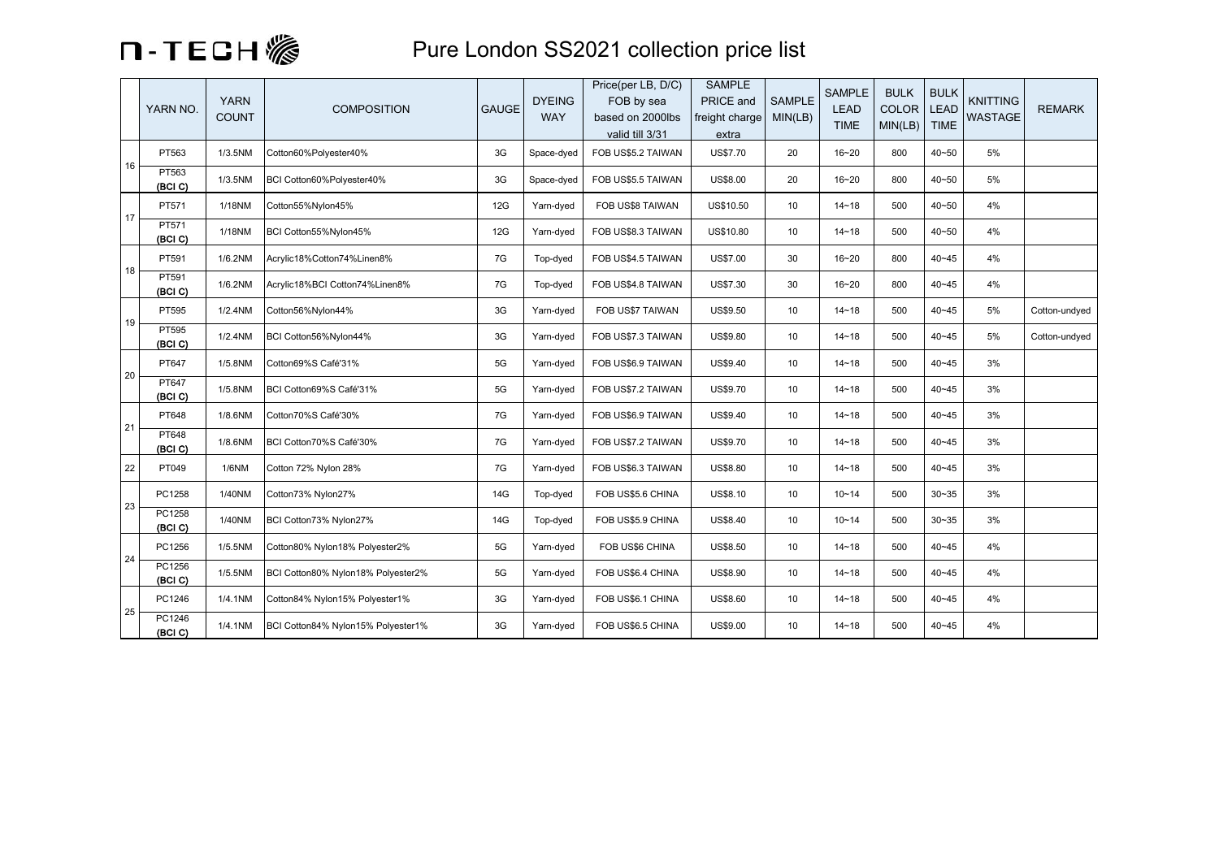# N-TECH

# Pure London SS2021 collection price list

| | YARN NO. | YARN COUNT | COMPOSITION | GAUGE | DYEING WAY | Price(per LB, D/C) FOB by sea based on 2000lbs valid till 3/31 | SAMPLE PRICE and freight charge extra | SAMPLE MIN(LB) | SAMPLE LEAD TIME | BULK COLOR MIN(LB) | BULK LEAD TIME | KNITTING WASTAGE | REMARK |
|---|---|---|---|---|---|---|---|---|---|---|---|---|---|
| 16 | PT563 | 1/3.5NM | Cotton60%Polyester40% | 3G | Space-dyed | FOB US$5.2 TAIWAN | US$7.70 | 20 | 16~20 | 800 | 40~50 | 5% | |
| | PT563 (BCI C) | 1/3.5NM | BCI Cotton60%Polyester40% | 3G | Space-dyed | FOB US$5.5 TAIWAN | US$8.00 | 20 | 16~20 | 800 | 40~50 | 5% | |
| 17 | PT571 | 1/18NM | Cotton55%Nylon45% | 12G | Yarn-dyed | FOB US$8 TAIWAN | US$10.50 | 10 | 14~18 | 500 | 40~50 | 4% | |
| | PT571 (BCI C) | 1/18NM | BCI Cotton55%Nylon45% | 12G | Yarn-dyed | FOB US$8.3 TAIWAN | US$10.80 | 10 | 14~18 | 500 | 40~50 | 4% | |
| 18 | PT591 | 1/6.2NM | Acrylic18%Cotton74%Linen8% | 7G | Top-dyed | FOB US$4.5 TAIWAN | US$7.00 | 30 | 16~20 | 800 | 40~45 | 4% | |
| | PT591 (BCI C) | 1/6.2NM | Acrylic18%BCI Cotton74%Linen8% | 7G | Top-dyed | FOB US$4.8 TAIWAN | US$7.30 | 30 | 16~20 | 800 | 40~45 | 4% | |
| 19 | PT595 | 1/2.4NM | Cotton56%Nylon44% | 3G | Yarn-dyed | FOB US$7 TAIWAN | US$9.50 | 10 | 14~18 | 500 | 40~45 | 5% | Cotton-undyed |
| | PT595 (BCI C) | 1/2.4NM | BCI Cotton56%Nylon44% | 3G | Yarn-dyed | FOB US$7.3 TAIWAN | US$9.80 | 10 | 14~18 | 500 | 40~45 | 5% | Cotton-undyed |
| 20 | PT647 | 1/5.8NM | Cotton69%S Café'31% | 5G | Yarn-dyed | FOB US$6.9 TAIWAN | US$9.40 | 10 | 14~18 | 500 | 40~45 | 3% | |
| | PT647 (BCI C) | 1/5.8NM | BCI Cotton69%S Café'31% | 5G | Yarn-dyed | FOB US$7.2 TAIWAN | US$9.70 | 10 | 14~18 | 500 | 40~45 | 3% | |
| 21 | PT648 | 1/8.6NM | Cotton70%S Café'30% | 7G | Yarn-dyed | FOB US$6.9 TAIWAN | US$9.40 | 10 | 14~18 | 500 | 40~45 | 3% | |
| | PT648 (BCI C) | 1/8.6NM | BCI Cotton70%S Café'30% | 7G | Yarn-dyed | FOB US$7.2 TAIWAN | US$9.70 | 10 | 14~18 | 500 | 40~45 | 3% | |
| 22 | PT049 | 1/6NM | Cotton 72% Nylon 28% | 7G | Yarn-dyed | FOB US$6.3 TAIWAN | US$8.80 | 10 | 14~18 | 500 | 40~45 | 3% | |
| 23 | PC1258 | 1/40NM | Cotton73% Nylon27% | 14G | Top-dyed | FOB US$5.6 CHINA | US$8.10 | 10 | 10~14 | 500 | 30~35 | 3% | |
| | PC1258 (BCI C) | 1/40NM | BCI Cotton73% Nylon27% | 14G | Top-dyed | FOB US$5.9 CHINA | US$8.40 | 10 | 10~14 | 500 | 30~35 | 3% | |
| 24 | PC1256 | 1/5.5NM | Cotton80% Nylon18% Polyester2% | 5G | Yarn-dyed | FOB US$6 CHINA | US$8.50 | 10 | 14~18 | 500 | 40~45 | 4% | |
| | PC1256 (BCI C) | 1/5.5NM | BCI Cotton80% Nylon18% Polyester2% | 5G | Yarn-dyed | FOB US$6.4 CHINA | US$8.90 | 10 | 14~18 | 500 | 40~45 | 4% | |
| 25 | PC1246 | 1/4.1NM | Cotton84% Nylon15% Polyester1% | 3G | Yarn-dyed | FOB US$6.1 CHINA | US$8.60 | 10 | 14~18 | 500 | 40~45 | 4% | |
| | PC1246 (BCI C) | 1/4.1NM | BCI Cotton84% Nylon15% Polyester1% | 3G | Yarn-dyed | FOB US$6.5 CHINA | US$9.00 | 10 | 14~18 | 500 | 40~45 | 4% | |